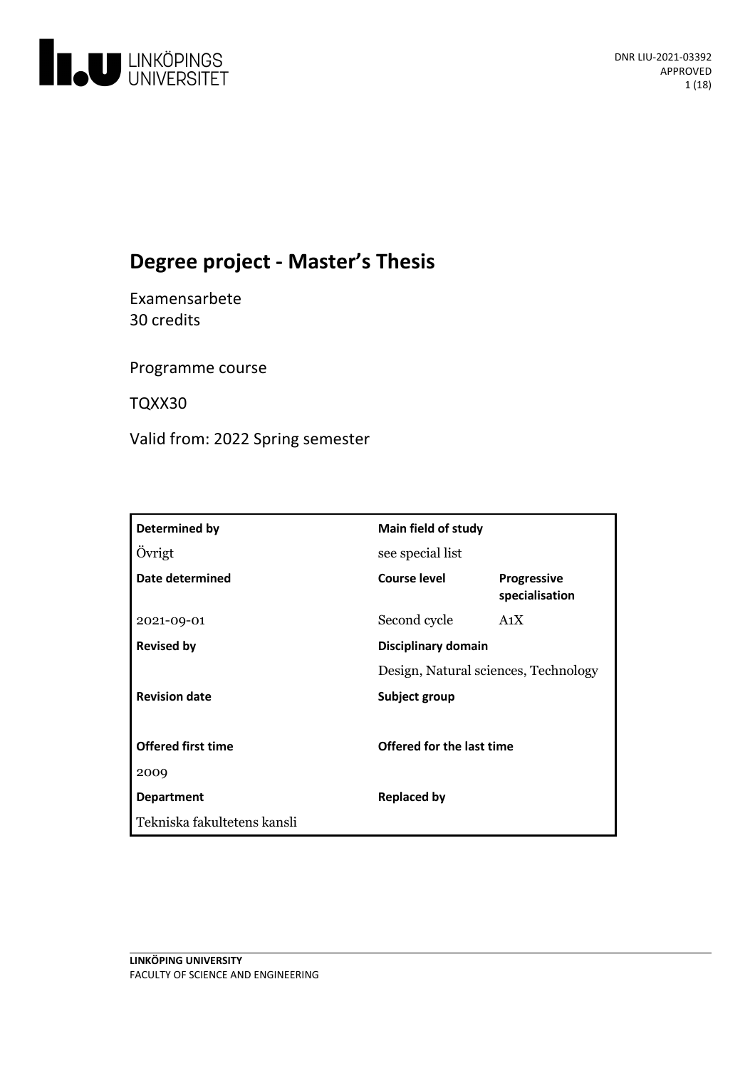DNR LIU-2021-03392
APPROVED

# Degree project - Master's Thesis

Examensarbete
30 credits

Programme course

TQXX30

Valid from: 2022 Spring semester

| Determined by | Main field of study | |
|---|---|---|
| Övrigt | see special list | |
| **Date determined** | **Course level** | **Progressive specialisation** |
| 2021-09-01 | Second cycle | A1X |
| **Revised by** | **Disciplinary domain** | |
| | Design, Natural sciences, Technology | |
| **Revision date** | **Subject group** | |
| | | |
| **Offered first time** | **Offered for the last time** | |
| 2009 | | |
| **Department** | **Replaced by** | |
| Tekniska fakultetens kansli | | |

**LINKÖPING UNIVERSITY**
FACULTY OF SCIENCE AND ENGINEERING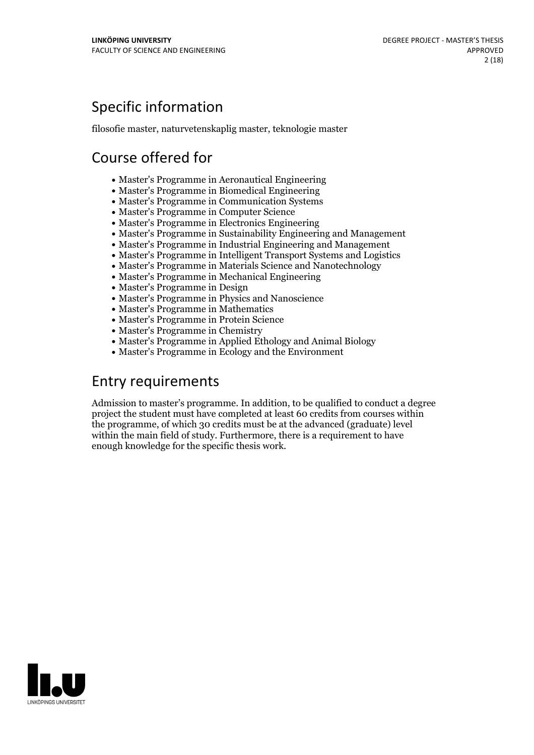## Specific information

filosofie master, naturvetenskaplig master, teknologie master

## Course offered for

- Master's Programme in Aeronautical Engineering
- Master's Programme in Biomedical Engineering
- Master's Programme in Communication Systems
- Master's Programme in Computer Science
- Master's Programme in Electronics Engineering
- Master's Programme in Sustainability Engineering and Management
- Master's Programme in Industrial Engineering and Management
- Master's Programme in Intelligent Transport Systems and Logistics
- Master's Programme in Materials Science and Nanotechnology
- Master's Programme in Mechanical Engineering
- Master's Programme in Design
- Master's Programme in Physics and Nanoscience
- Master's Programme in Mathematics
- Master's Programme in Protein Science
- Master's Programme in Chemistry
- Master's Programme in Applied Ethology and Animal Biology
- Master's Programme in Ecology and the Environment

## Entry requirements

Admission to master's programme. In addition, to be qualified to conduct a degree project the student must have completed at least 60 credits from courses within the programme, of which 30 credits must be at the advanced (graduate) level within the main field of study. Furthermore, there is a requirement to have enough knowledge for the specific thesis work.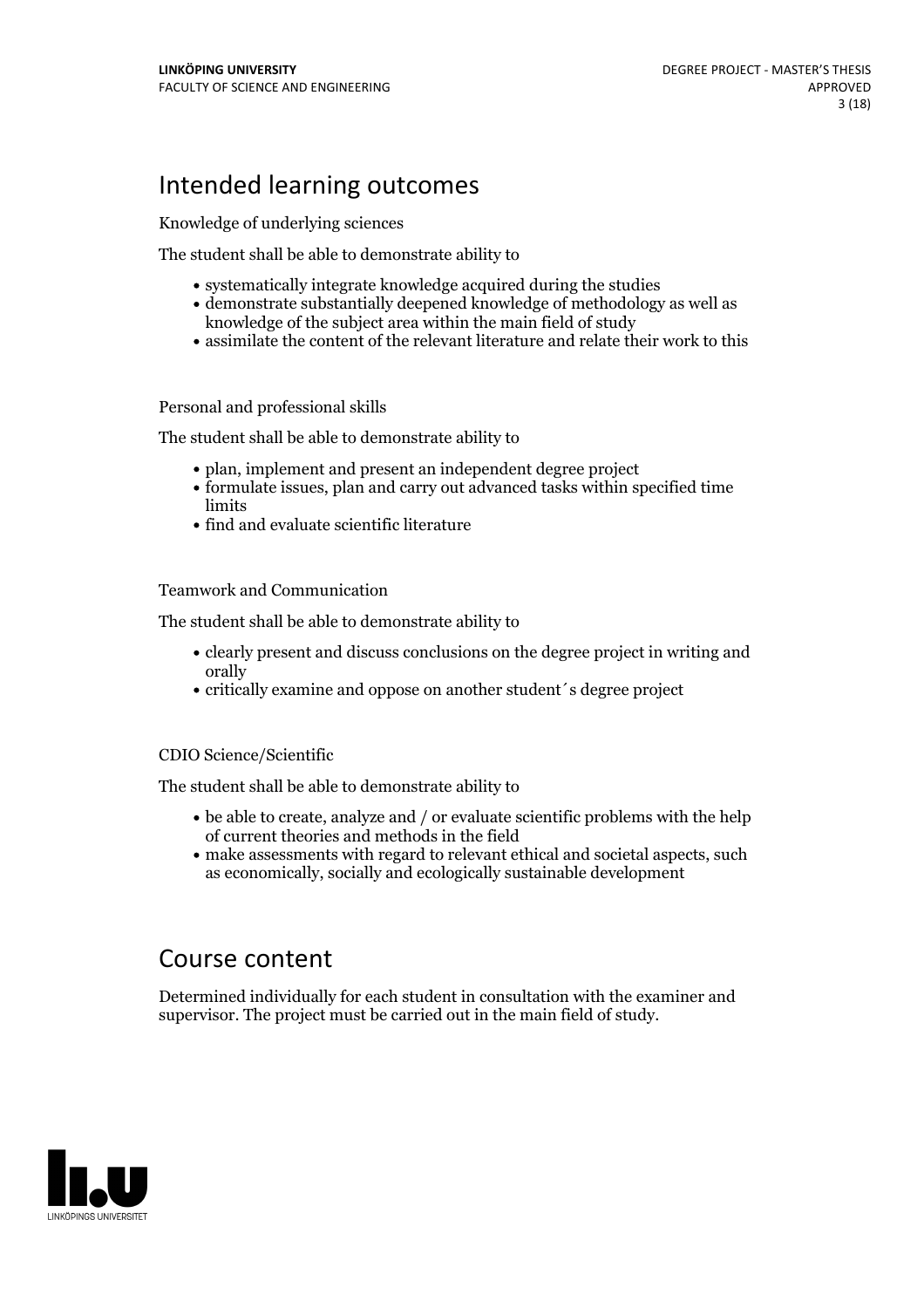## Intended learning outcomes

Knowledge of underlying sciences

The student shall be able to demonstrate ability to

- systematically integrate knowledge acquired during the studies
- demonstrate substantially deepened knowledge of methodology as well as knowledge of the subject area within the main field of study
- assimilate the content of the relevant literature and relate their work to this

Personal and professional skills

The student shall be able to demonstrate ability to

- plan, implement and present an independent degree project
- formulate issues, plan and carry out advanced tasks within specified time limits
- find and evaluate scientific literature

Teamwork and Communication

The student shall be able to demonstrate ability to

- clearly present and discuss conclusions on the degree project in writing and orally
- critically examine and oppose on another student´s degree project

CDIO Science/Scientific

The student shall be able to demonstrate ability to

- be able to create, analyze and / or evaluate scientific problems with the help of current theories and methods in the field
- make assessments with regard to relevant ethical and societal aspects, such as economically, socially and ecologically sustainable development

## Course content

Determined individually for each student in consultation with the examiner and supervisor. The project must be carried out in the main field of study.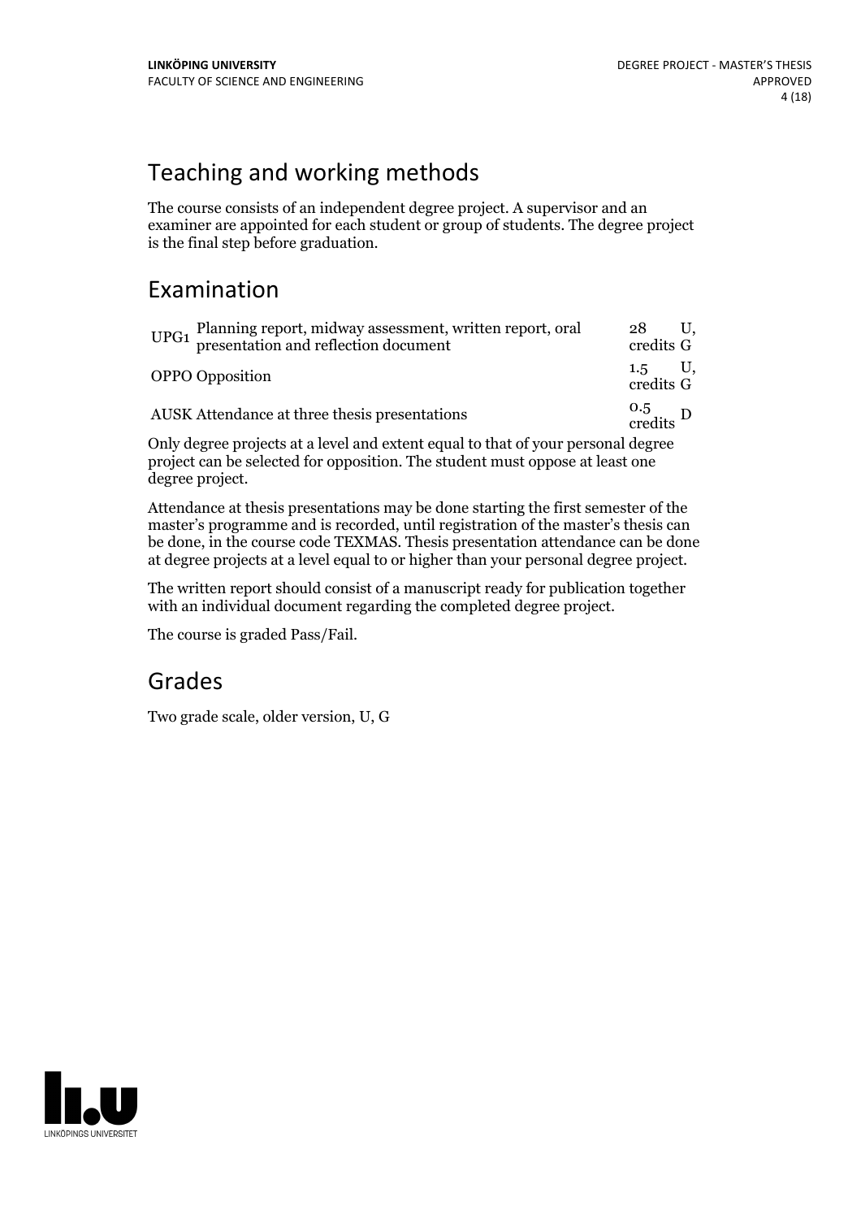## Teaching and working methods

The course consists of an independent degree project. A supervisor and an examiner are appointed for each student or group of students. The degree project is the final step before graduation.

## Examination

| | | | |
|---|---|---|---|
| UPG1 | Planning report, midway assessment, written report, oral presentation and reflection document | 28 credits | U, G |
| OPPO | Opposition | 1.5 credits | U, G |
| AUSK | Attendance at three thesis presentations | 0.5 credits | D |

Only degree projects at a level and extent equal to that of your personal degree project can be selected for opposition. The student must oppose at least one degree project.

Attendance at thesis presentations may be done starting the first semester of the master's programme and is recorded, until registration of the master's thesis can be done, in the course code TEXMAS. Thesis presentation attendance can be done at degree projects at a level equal to or higher than your personal degree project.

The written report should consist of a manuscript ready for publication together with an individual document regarding the completed degree project.

The course is graded Pass/Fail.

## Grades

Two grade scale, older version, U, G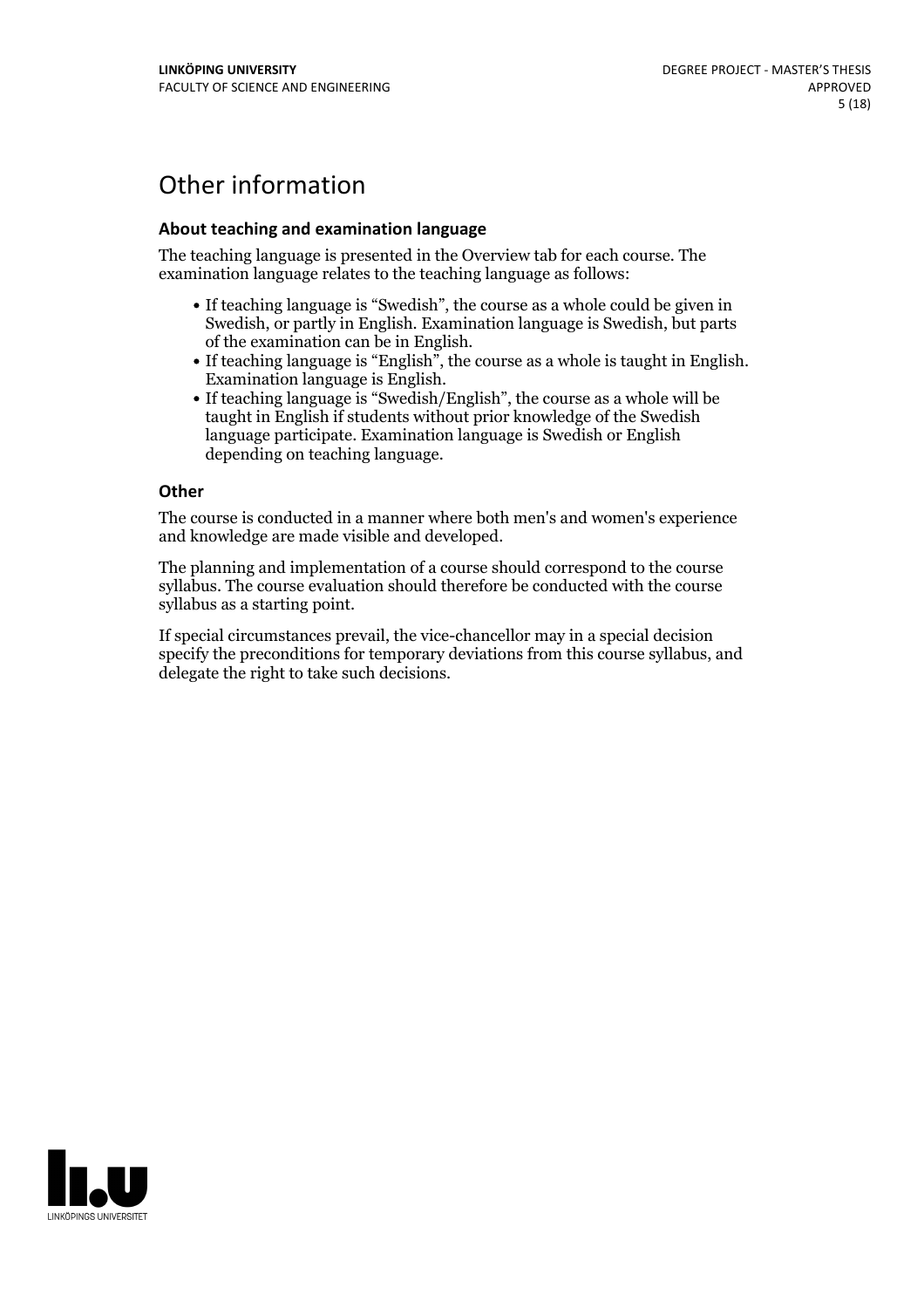# Other information

### About teaching and examination language

The teaching language is presented in the Overview tab for each course. The examination language relates to the teaching language as follows:

- If teaching language is "Swedish", the course as a whole could be given in Swedish, or partly in English. Examination language is Swedish, but parts of the examination can be in English.
- If teaching language is "English", the course as a whole is taught in English. Examination language is English.
- If teaching language is "Swedish/English", the course as a whole will be taught in English if students without prior knowledge of the Swedish language participate. Examination language is Swedish or English depending on teaching language.

### Other

The course is conducted in a manner where both men's and women's experience and knowledge are made visible and developed.

The planning and implementation of a course should correspond to the course syllabus. The course evaluation should therefore be conducted with the course syllabus as a starting point.

If special circumstances prevail, the vice-chancellor may in a special decision specify the preconditions for temporary deviations from this course syllabus, and delegate the right to take such decisions.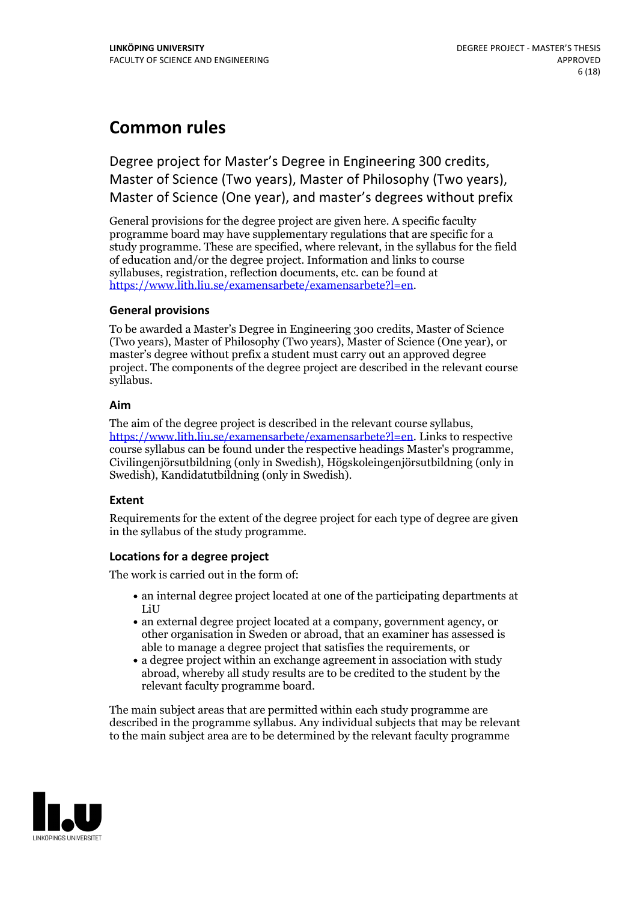# Common rules

## Degree project for Master's Degree in Engineering 300 credits, Master of Science (Two years), Master of Philosophy (Two years), Master of Science (One year), and master's degrees without prefix

General provisions for the degree project are given here. A specific faculty programme board may have supplementary regulations that are specific for a study programme. These are specified, where relevant, in the syllabus for the field of education and/or the degree project. Information and links to course syllabuses, registration, reflection documents, etc. can be found at https://www.lith.liu.se/examensarbete/examensarbete?l=en.

### General provisions

To be awarded a Master's Degree in Engineering 300 credits, Master of Science (Two years), Master of Philosophy (Two years), Master of Science (One year), or master's degree without prefix a student must carry out an approved degree project. The components of the degree project are described in the relevant course syllabus.

### Aim

The aim of the degree project is described in the relevant course syllabus, https://www.lith.liu.se/examensarbete/examensarbete?l=en. Links to respective course syllabus can be found under the respective headings Master's programme, Civilingenjörsutbildning (only in Swedish), Högskoleingenjörsutbildning (only in Swedish), Kandidatutbildning (only in Swedish).

### Extent

Requirements for the extent of the degree project for each type of degree are given in the syllabus of the study programme.

### Locations for a degree project

The work is carried out in the form of:

- an internal degree project located at one of the participating departments at LiU
- an external degree project located at a company, government agency, or other organisation in Sweden or abroad, that an examiner has assessed is able to manage a degree project that satisfies the requirements, or
- a degree project within an exchange agreement in association with study abroad, whereby all study results are to be credited to the student by the relevant faculty programme board.

The main subject areas that are permitted within each study programme are described in the programme syllabus. Any individual subjects that may be relevant to the main subject area are to be determined by the relevant faculty programme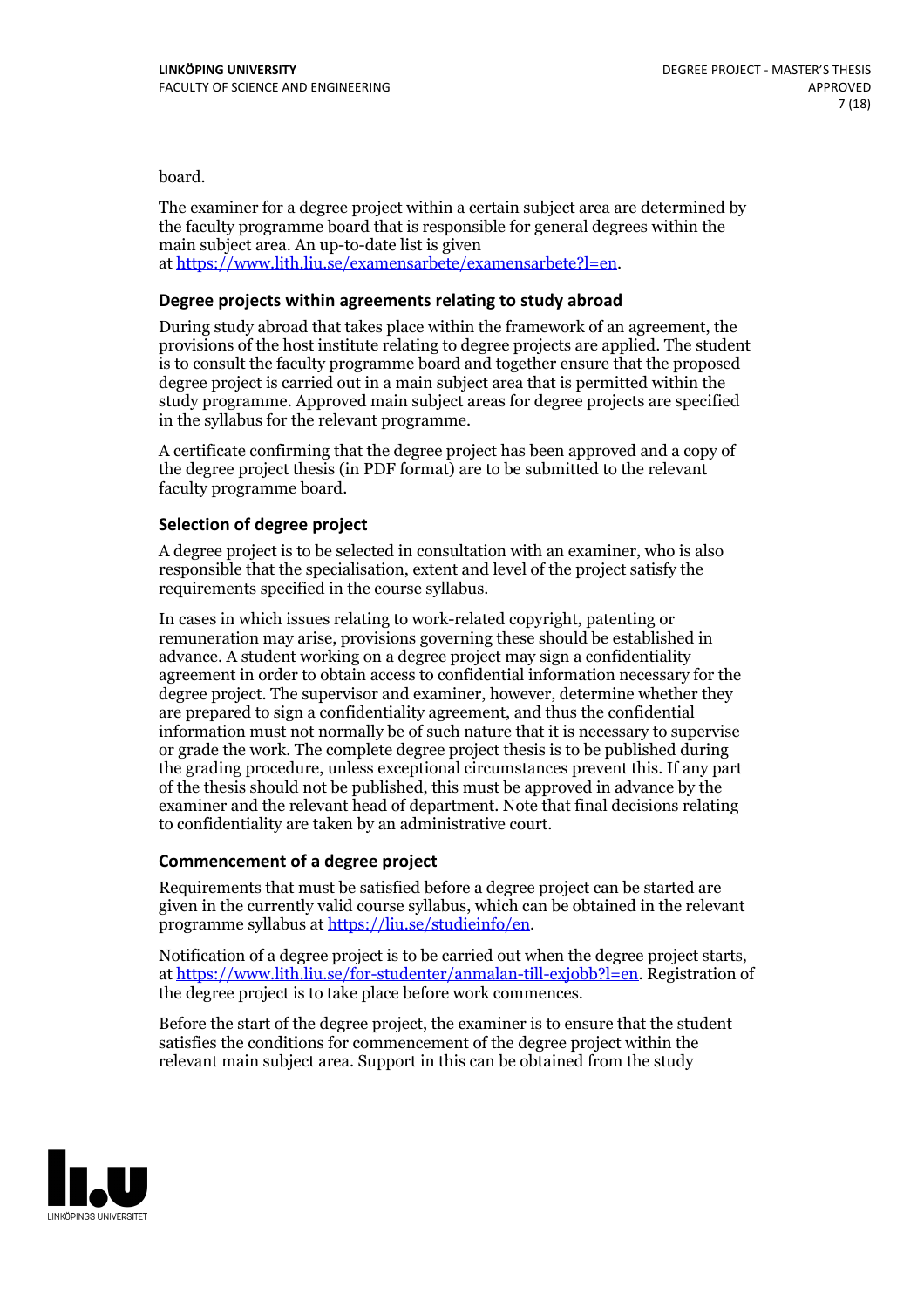board.

The examiner for a degree project within a certain subject area are determined by the faculty programme board that is responsible for general degrees within the main subject area. An up-to-date list is given at https://www.lith.liu.se/examensarbete/examensarbete?l=en.

### Degree projects within agreements relating to study abroad

During study abroad that takes place within the framework of an agreement, the provisions of the host institute relating to degree projects are applied. The student is to consult the faculty programme board and together ensure that the proposed degree project is carried out in a main subject area that is permitted within the study programme. Approved main subject areas for degree projects are specified in the syllabus for the relevant programme.

A certificate confirming that the degree project has been approved and a copy of the degree project thesis (in PDF format) are to be submitted to the relevant faculty programme board.

### Selection of degree project

A degree project is to be selected in consultation with an examiner, who is also responsible that the specialisation, extent and level of the project satisfy the requirements specified in the course syllabus.

In cases in which issues relating to work-related copyright, patenting or remuneration may arise, provisions governing these should be established in advance. A student working on a degree project may sign a confidentiality agreement in order to obtain access to confidential information necessary for the degree project. The supervisor and examiner, however, determine whether they are prepared to sign a confidentiality agreement, and thus the confidential information must not normally be of such nature that it is necessary to supervise or grade the work. The complete degree project thesis is to be published during the grading procedure, unless exceptional circumstances prevent this. If any part of the thesis should not be published, this must be approved in advance by the examiner and the relevant head of department. Note that final decisions relating to confidentiality are taken by an administrative court.

### Commencement of a degree project

Requirements that must be satisfied before a degree project can be started are given in the currently valid course syllabus, which can be obtained in the relevant programme syllabus at https://liu.se/studieinfo/en.

Notification of a degree project is to be carried out when the degree project starts, at https://www.lith.liu.se/for-studenter/anmalan-till-exjobb?l=en. Registration of the degree project is to take place before work commences.

Before the start of the degree project, the examiner is to ensure that the student satisfies the conditions for commencement of the degree project within the relevant main subject area. Support in this can be obtained from the study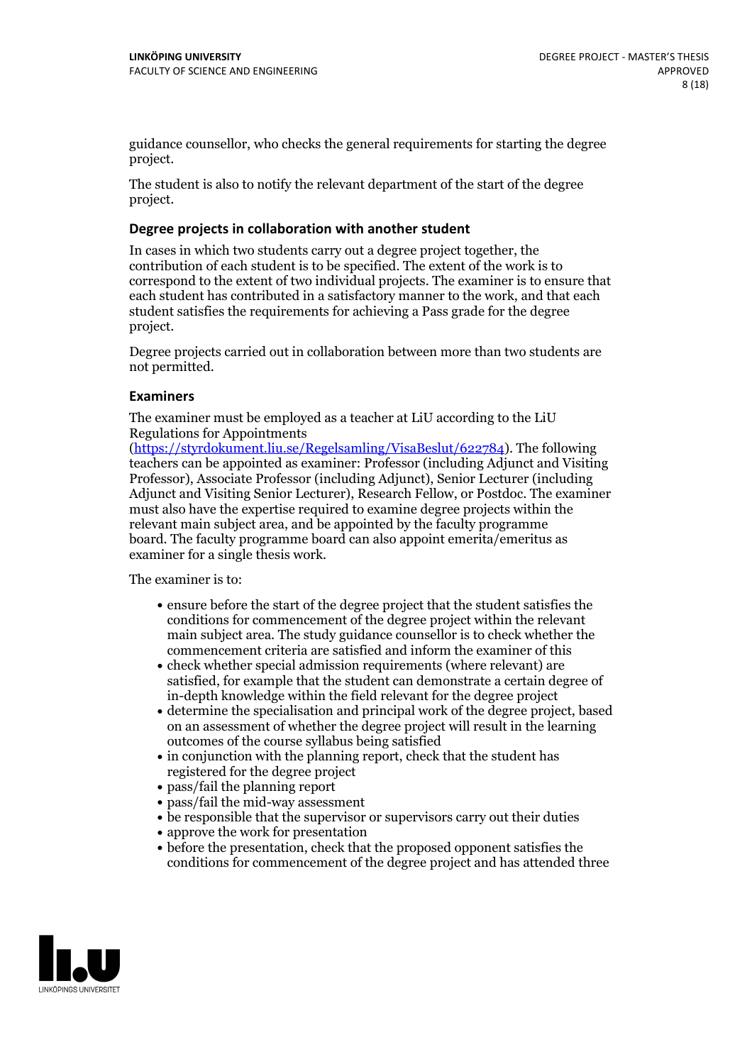guidance counsellor, who checks the general requirements for starting the degree project.

The student is also to notify the relevant department of the start of the degree project.

### Degree projects in collaboration with another student

In cases in which two students carry out a degree project together, the contribution of each student is to be specified. The extent of the work is to correspond to the extent of two individual projects. The examiner is to ensure that each student has contributed in a satisfactory manner to the work, and that each student satisfies the requirements for achieving a Pass grade for the degree project.

Degree projects carried out in collaboration between more than two students are not permitted.

### Examiners

The examiner must be employed as a teacher at LiU according to the LiU Regulations for Appointments (https://styrdokument.liu.se/Regelsamling/VisaBeslut/622784). The following teachers can be appointed as examiner: Professor (including Adjunct and Visiting Professor), Associate Professor (including Adjunct), Senior Lecturer (including Adjunct and Visiting Senior Lecturer), Research Fellow, or Postdoc. The examiner must also have the expertise required to examine degree projects within the relevant main subject area, and be appointed by the faculty programme board. The faculty programme board can also appoint emerita/emeritus as examiner for a single thesis work.

The examiner is to:

- ensure before the start of the degree project that the student satisfies the conditions for commencement of the degree project within the relevant main subject area. The study guidance counsellor is to check whether the commencement criteria are satisfied and inform the examiner of this
- check whether special admission requirements (where relevant) are satisfied, for example that the student can demonstrate a certain degree of in-depth knowledge within the field relevant for the degree project
- determine the specialisation and principal work of the degree project, based on an assessment of whether the degree project will result in the learning outcomes of the course syllabus being satisfied
- in conjunction with the planning report, check that the student has registered for the degree project
- pass/fail the planning report
- pass/fail the mid-way assessment
- be responsible that the supervisor or supervisors carry out their duties
- approve the work for presentation
- before the presentation, check that the proposed opponent satisfies the conditions for commencement of the degree project and has attended three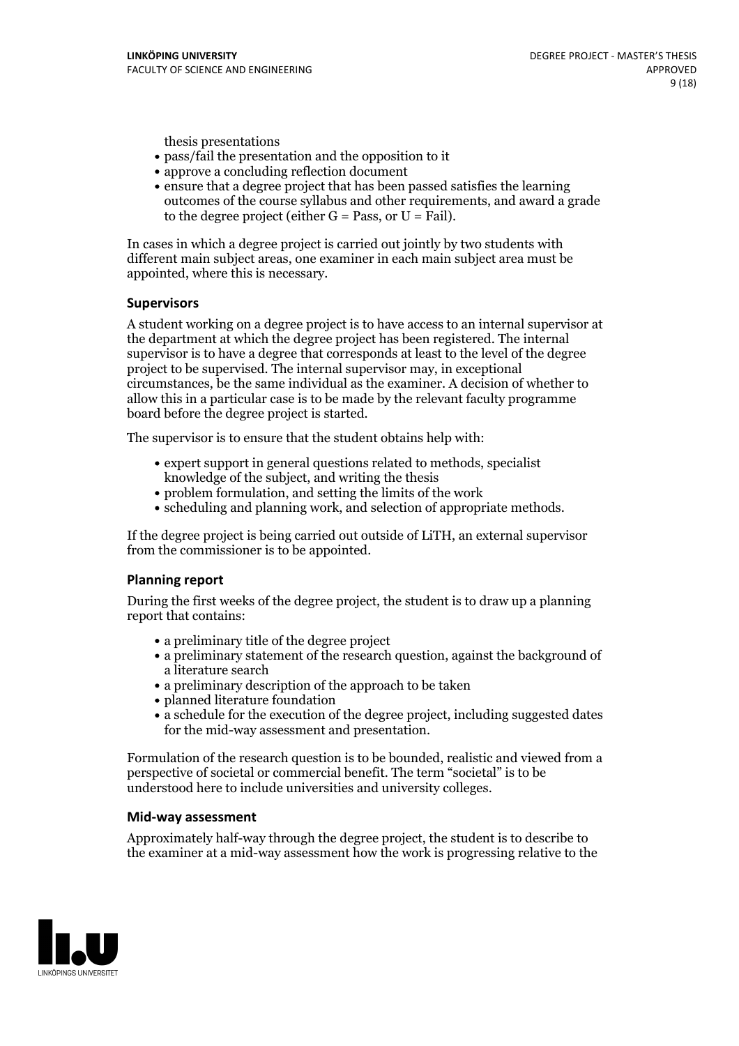thesis presentations

- pass/fail the presentation and the opposition to it
- approve a concluding reflection document
- ensure that a degree project that has been passed satisfies the learning outcomes of the course syllabus and other requirements, and award a grade to the degree project (either G = Pass, or U = Fail).

In cases in which a degree project is carried out jointly by two students with different main subject areas, one examiner in each main subject area must be appointed, where this is necessary.

### Supervisors

A student working on a degree project is to have access to an internal supervisor at the department at which the degree project has been registered. The internal supervisor is to have a degree that corresponds at least to the level of the degree project to be supervised. The internal supervisor may, in exceptional circumstances, be the same individual as the examiner. A decision of whether to allow this in a particular case is to be made by the relevant faculty programme board before the degree project is started.

The supervisor is to ensure that the student obtains help with:

- expert support in general questions related to methods, specialist knowledge of the subject, and writing the thesis
- problem formulation, and setting the limits of the work
- scheduling and planning work, and selection of appropriate methods.

If the degree project is being carried out outside of LiTH, an external supervisor from the commissioner is to be appointed.

### Planning report

During the first weeks of the degree project, the student is to draw up a planning report that contains:

- a preliminary title of the degree project
- a preliminary statement of the research question, against the background of a literature search
- a preliminary description of the approach to be taken
- planned literature foundation
- a schedule for the execution of the degree project, including suggested dates for the mid-way assessment and presentation.

Formulation of the research question is to be bounded, realistic and viewed from a perspective of societal or commercial benefit. The term "societal" is to be understood here to include universities and university colleges.

### Mid-way assessment

Approximately half-way through the degree project, the student is to describe to the examiner at a mid-way assessment how the work is progressing relative to the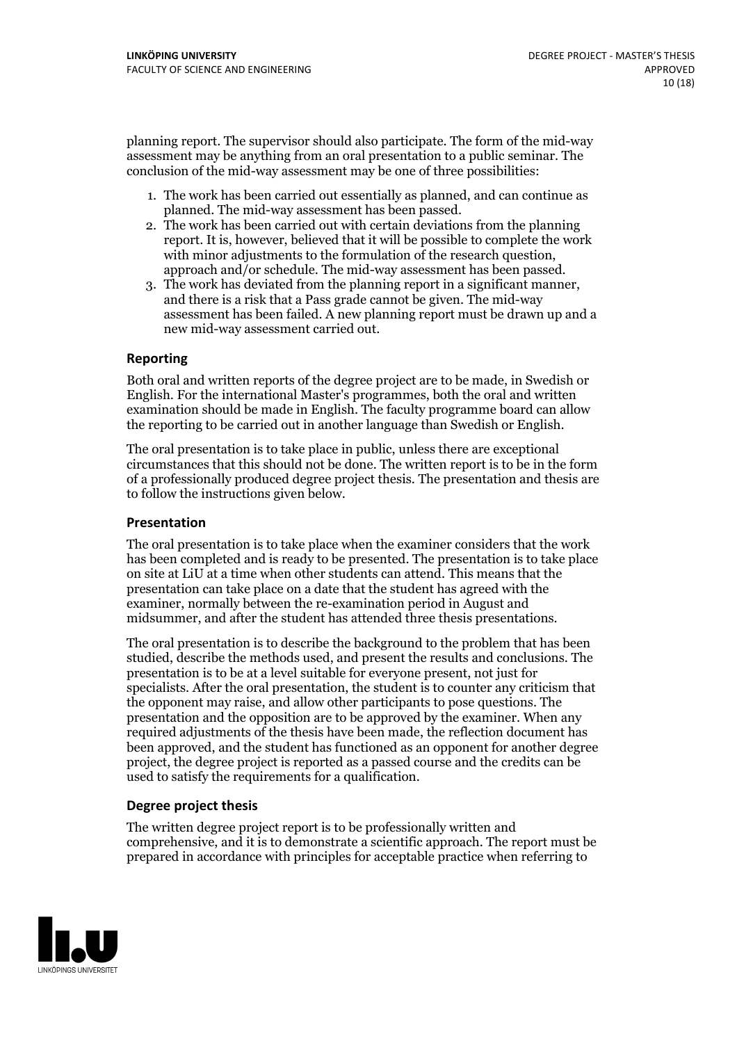planning report. The supervisor should also participate. The form of the mid-way assessment may be anything from an oral presentation to a public seminar. The conclusion of the mid-way assessment may be one of three possibilities:

1. The work has been carried out essentially as planned, and can continue as planned. The mid-way assessment has been passed.
2. The work has been carried out with certain deviations from the planning report. It is, however, believed that it will be possible to complete the work with minor adjustments to the formulation of the research question, approach and/or schedule. The mid-way assessment has been passed.
3. The work has deviated from the planning report in a significant manner, and there is a risk that a Pass grade cannot be given. The mid-way assessment has been failed. A new planning report must be drawn up and a new mid-way assessment carried out.

### Reporting

Both oral and written reports of the degree project are to be made, in Swedish or English. For the international Master's programmes, both the oral and written examination should be made in English. The faculty programme board can allow the reporting to be carried out in another language than Swedish or English.

The oral presentation is to take place in public, unless there are exceptional circumstances that this should not be done. The written report is to be in the form of a professionally produced degree project thesis. The presentation and thesis are to follow the instructions given below.

### Presentation

The oral presentation is to take place when the examiner considers that the work has been completed and is ready to be presented. The presentation is to take place on site at LiU at a time when other students can attend. This means that the presentation can take place on a date that the student has agreed with the examiner, normally between the re-examination period in August and midsummer, and after the student has attended three thesis presentations.

The oral presentation is to describe the background to the problem that has been studied, describe the methods used, and present the results and conclusions. The presentation is to be at a level suitable for everyone present, not just for specialists. After the oral presentation, the student is to counter any criticism that the opponent may raise, and allow other participants to pose questions. The presentation and the opposition are to be approved by the examiner. When any required adjustments of the thesis have been made, the reflection document has been approved, and the student has functioned as an opponent for another degree project, the degree project is reported as a passed course and the credits can be used to satisfy the requirements for a qualification.

### Degree project thesis

The written degree project report is to be professionally written and comprehensive, and it is to demonstrate a scientific approach. The report must be prepared in accordance with principles for acceptable practice when referring to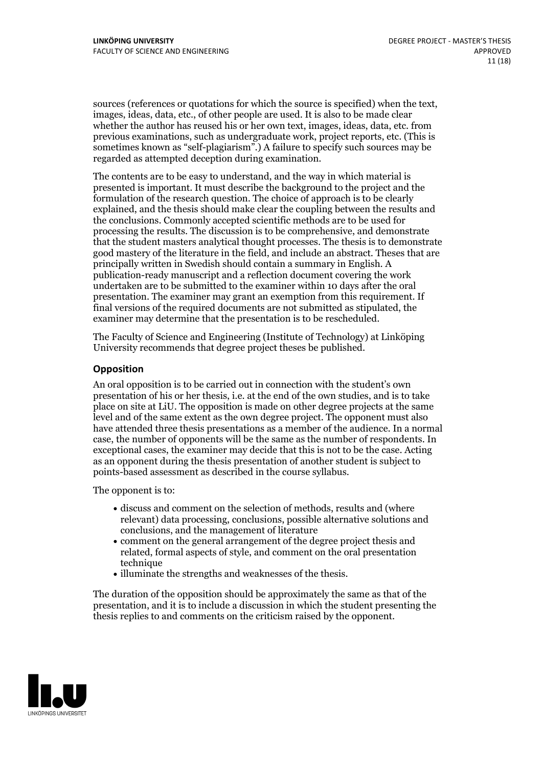sources (references or quotations for which the source is specified) when the text, images, ideas, data, etc., of other people are used. It is also to be made clear whether the author has reused his or her own text, images, ideas, data, etc. from previous examinations, such as undergraduate work, project reports, etc. (This is sometimes known as "self-plagiarism".) A failure to specify such sources may be regarded as attempted deception during examination.

The contents are to be easy to understand, and the way in which material is presented is important. It must describe the background to the project and the formulation of the research question. The choice of approach is to be clearly explained, and the thesis should make clear the coupling between the results and the conclusions. Commonly accepted scientific methods are to be used for processing the results. The discussion is to be comprehensive, and demonstrate that the student masters analytical thought processes. The thesis is to demonstrate good mastery of the literature in the field, and include an abstract. Theses that are principally written in Swedish should contain a summary in English. A publication-ready manuscript and a reflection document covering the work undertaken are to be submitted to the examiner within 10 days after the oral presentation. The examiner may grant an exemption from this requirement. If final versions of the required documents are not submitted as stipulated, the examiner may determine that the presentation is to be rescheduled.

The Faculty of Science and Engineering (Institute of Technology) at Linköping University recommends that degree project theses be published.

## Opposition

An oral opposition is to be carried out in connection with the student's own presentation of his or her thesis, i.e. at the end of the own studies, and is to take place on site at LiU. The opposition is made on other degree projects at the same level and of the same extent as the own degree project. The opponent must also have attended three thesis presentations as a member of the audience. In a normal case, the number of opponents will be the same as the number of respondents. In exceptional cases, the examiner may decide that this is not to be the case. Acting as an opponent during the thesis presentation of another student is subject to points-based assessment as described in the course syllabus.

The opponent is to:

- discuss and comment on the selection of methods, results and (where relevant) data processing, conclusions, possible alternative solutions and conclusions, and the management of literature
- comment on the general arrangement of the degree project thesis and related, formal aspects of style, and comment on the oral presentation technique
- illuminate the strengths and weaknesses of the thesis.

The duration of the opposition should be approximately the same as that of the presentation, and it is to include a discussion in which the student presenting the thesis replies to and comments on the criticism raised by the opponent.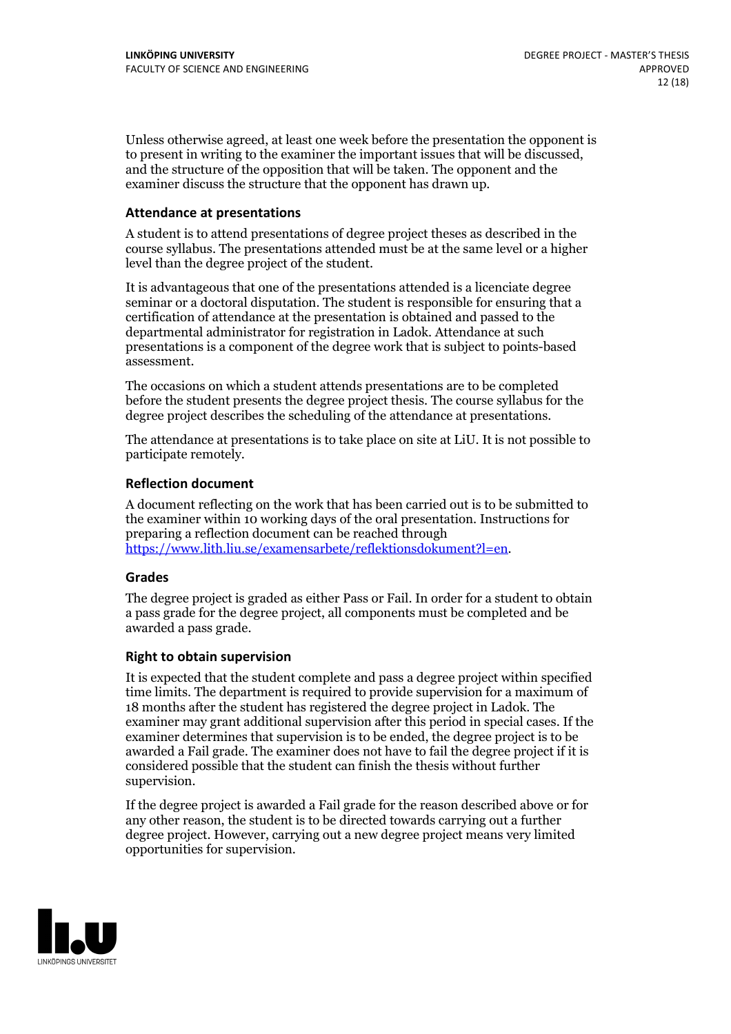Unless otherwise agreed, at least one week before the presentation the opponent is to present in writing to the examiner the important issues that will be discussed, and the structure of the opposition that will be taken. The opponent and the examiner discuss the structure that the opponent has drawn up.

### Attendance at presentations

A student is to attend presentations of degree project theses as described in the course syllabus. The presentations attended must be at the same level or a higher level than the degree project of the student.

It is advantageous that one of the presentations attended is a licenciate degree seminar or a doctoral disputation. The student is responsible for ensuring that a certification of attendance at the presentation is obtained and passed to the departmental administrator for registration in Ladok. Attendance at such presentations is a component of the degree work that is subject to points-based assessment.

The occasions on which a student attends presentations are to be completed before the student presents the degree project thesis. The course syllabus for the degree project describes the scheduling of the attendance at presentations.

The attendance at presentations is to take place on site at LiU. It is not possible to participate remotely.

### Reflection document

A document reflecting on the work that has been carried out is to be submitted to the examiner within 10 working days of the oral presentation. Instructions for preparing a reflection document can be reached through https://www.lith.liu.se/examensarbete/reflektionsdokument?l=en.

### Grades

The degree project is graded as either Pass or Fail. In order for a student to obtain a pass grade for the degree project, all components must be completed and be awarded a pass grade.

### Right to obtain supervision

It is expected that the student complete and pass a degree project within specified time limits. The department is required to provide supervision for a maximum of 18 months after the student has registered the degree project in Ladok. The examiner may grant additional supervision after this period in special cases. If the examiner determines that supervision is to be ended, the degree project is to be awarded a Fail grade. The examiner does not have to fail the degree project if it is considered possible that the student can finish the thesis without further supervision.

If the degree project is awarded a Fail grade for the reason described above or for any other reason, the student is to be directed towards carrying out a further degree project. However, carrying out a new degree project means very limited opportunities for supervision.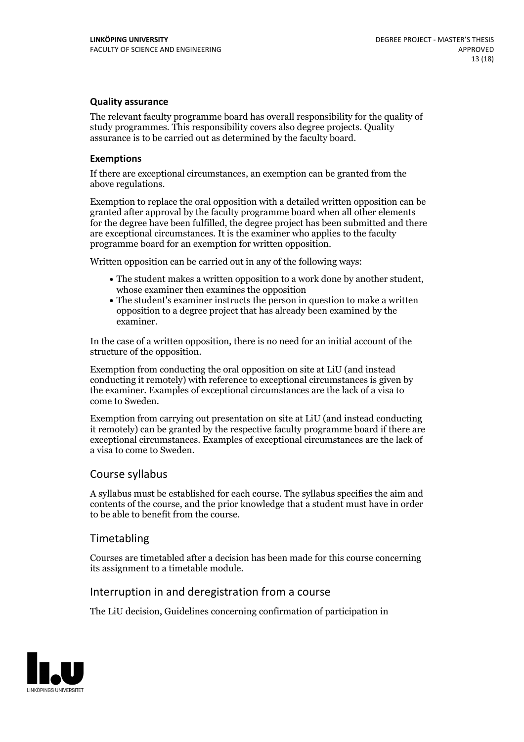### Quality assurance

The relevant faculty programme board has overall responsibility for the quality of study programmes. This responsibility covers also degree projects. Quality assurance is to be carried out as determined by the faculty board.

### Exemptions

If there are exceptional circumstances, an exemption can be granted from the above regulations.

Exemption to replace the oral opposition with a detailed written opposition can be granted after approval by the faculty programme board when all other elements for the degree have been fulfilled, the degree project has been submitted and there are exceptional circumstances. It is the examiner who applies to the faculty programme board for an exemption for written opposition.

Written opposition can be carried out in any of the following ways:

- The student makes a written opposition to a work done by another student, whose examiner then examines the opposition
- The student's examiner instructs the person in question to make a written opposition to a degree project that has already been examined by the examiner.

In the case of a written opposition, there is no need for an initial account of the structure of the opposition.

Exemption from conducting the oral opposition on site at LiU (and instead conducting it remotely) with reference to exceptional circumstances is given by the examiner. Examples of exceptional circumstances are the lack of a visa to come to Sweden.

Exemption from carrying out presentation on site at LiU (and instead conducting it remotely) can be granted by the respective faculty programme board if there are exceptional circumstances. Examples of exceptional circumstances are the lack of a visa to come to Sweden.

## Course syllabus

A syllabus must be established for each course. The syllabus specifies the aim and contents of the course, and the prior knowledge that a student must have in order to be able to benefit from the course.

## Timetabling

Courses are timetabled after a decision has been made for this course concerning its assignment to a timetable module.

## Interruption in and deregistration from a course

The LiU decision, Guidelines concerning confirmation of participation in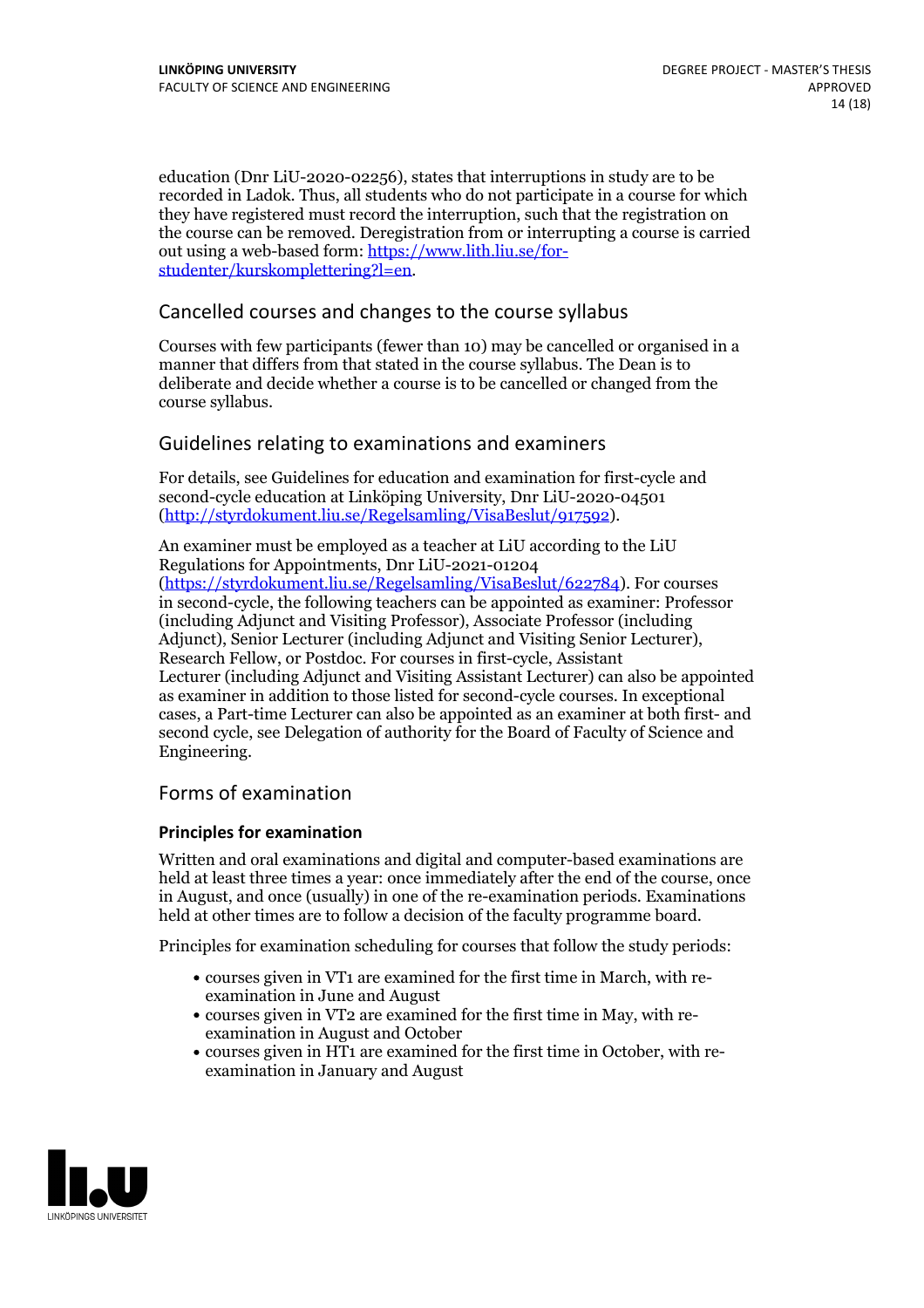education (Dnr LiU-2020-02256), states that interruptions in study are to be recorded in Ladok. Thus, all students who do not participate in a course for which they have registered must record the interruption, such that the registration on the course can be removed. Deregistration from or interrupting a course is carried out using a web-based form: [https://www.lith.liu.se/for-studenter/kurskomplettering?l=en](https://www.lith.liu.se/for-studenter/kurskomplettering?l=en).

## Cancelled courses and changes to the course syllabus

Courses with few participants (fewer than 10) may be cancelled or organised in a manner that differs from that stated in the course syllabus. The Dean is to deliberate and decide whether a course is to be cancelled or changed from the course syllabus.

## Guidelines relating to examinations and examiners

For details, see Guidelines for education and examination for first-cycle and second-cycle education at Linköping University, Dnr LiU-2020-04501 ([http://styrdokument.liu.se/Regelsamling/VisaBeslut/917592](http://styrdokument.liu.se/Regelsamling/VisaBeslut/917592)).

An examiner must be employed as a teacher at LiU according to the LiU Regulations for Appointments, Dnr LiU-2021-01204 ([https://styrdokument.liu.se/Regelsamling/VisaBeslut/622784](https://styrdokument.liu.se/Regelsamling/VisaBeslut/622784)). For courses in second-cycle, the following teachers can be appointed as examiner: Professor (including Adjunct and Visiting Professor), Associate Professor (including Adjunct), Senior Lecturer (including Adjunct and Visiting Senior Lecturer), Research Fellow, or Postdoc. For courses in first-cycle, Assistant Lecturer (including Adjunct and Visiting Assistant Lecturer) can also be appointed as examiner in addition to those listed for second-cycle courses. In exceptional cases, a Part-time Lecturer can also be appointed as an examiner at both first- and second cycle, see Delegation of authority for the Board of Faculty of Science and Engineering.

## Forms of examination

### Principles for examination

Written and oral examinations and digital and computer-based examinations are held at least three times a year: once immediately after the end of the course, once in August, and once (usually) in one of the re-examination periods. Examinations held at other times are to follow a decision of the faculty programme board.

Principles for examination scheduling for courses that follow the study periods:

- courses given in VT1 are examined for the first time in March, with re-examination in June and August
- courses given in VT2 are examined for the first time in May, with re-examination in August and October
- courses given in HT1 are examined for the first time in October, with re-examination in January and August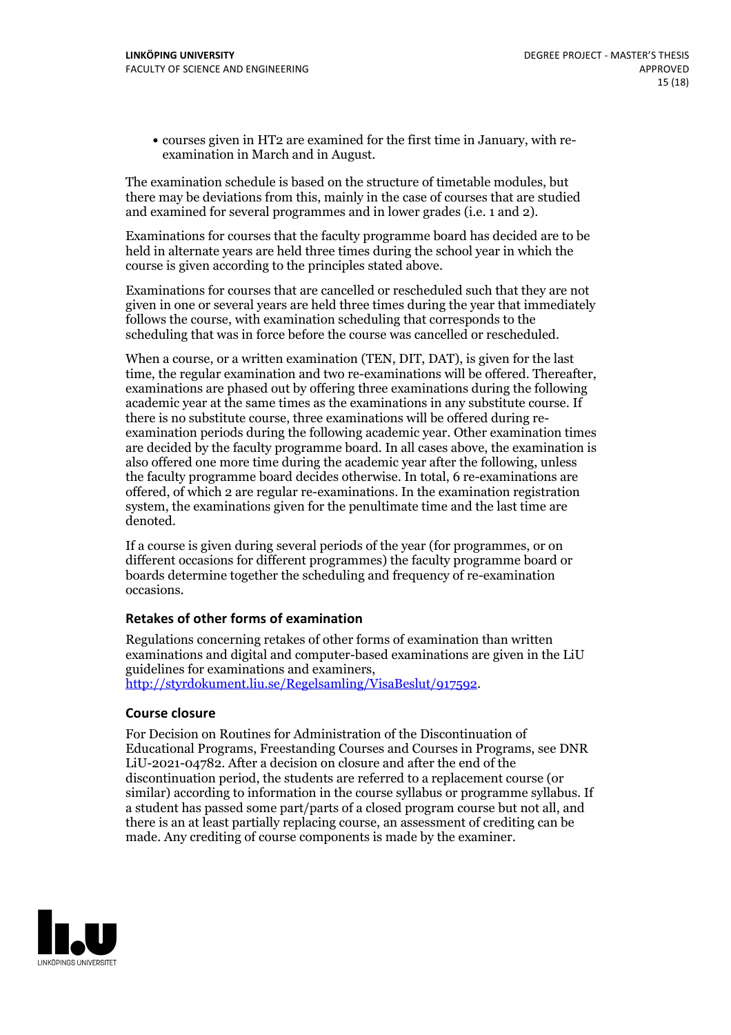- courses given in HT2 are examined for the first time in January, with re-examination in March and in August.

The examination schedule is based on the structure of timetable modules, but there may be deviations from this, mainly in the case of courses that are studied and examined for several programmes and in lower grades (i.e. 1 and 2).

Examinations for courses that the faculty programme board has decided are to be held in alternate years are held three times during the school year in which the course is given according to the principles stated above.

Examinations for courses that are cancelled or rescheduled such that they are not given in one or several years are held three times during the year that immediately follows the course, with examination scheduling that corresponds to the scheduling that was in force before the course was cancelled or rescheduled.

When a course, or a written examination (TEN, DIT, DAT), is given for the last time, the regular examination and two re-examinations will be offered. Thereafter, examinations are phased out by offering three examinations during the following academic year at the same times as the examinations in any substitute course. If there is no substitute course, three examinations will be offered during re-examination periods during the following academic year. Other examination times are decided by the faculty programme board. In all cases above, the examination is also offered one more time during the academic year after the following, unless the faculty programme board decides otherwise. In total, 6 re-examinations are offered, of which 2 are regular re-examinations. In the examination registration system, the examinations given for the penultimate time and the last time are denoted.

If a course is given during several periods of the year (for programmes, or on different occasions for different programmes) the faculty programme board or boards determine together the scheduling and frequency of re-examination occasions.

### Retakes of other forms of examination

Regulations concerning retakes of other forms of examination than written examinations and digital and computer-based examinations are given in the LiU guidelines for examinations and examiners, http://styrdokument.liu.se/Regelsamling/VisaBeslut/917592.

### Course closure

For Decision on Routines for Administration of the Discontinuation of Educational Programs, Freestanding Courses and Courses in Programs, see DNR LiU-2021-04782. After a decision on closure and after the end of the discontinuation period, the students are referred to a replacement course (or similar) according to information in the course syllabus or programme syllabus. If a student has passed some part/parts of a closed program course but not all, and there is an at least partially replacing course, an assessment of crediting can be made. Any crediting of course components is made by the examiner.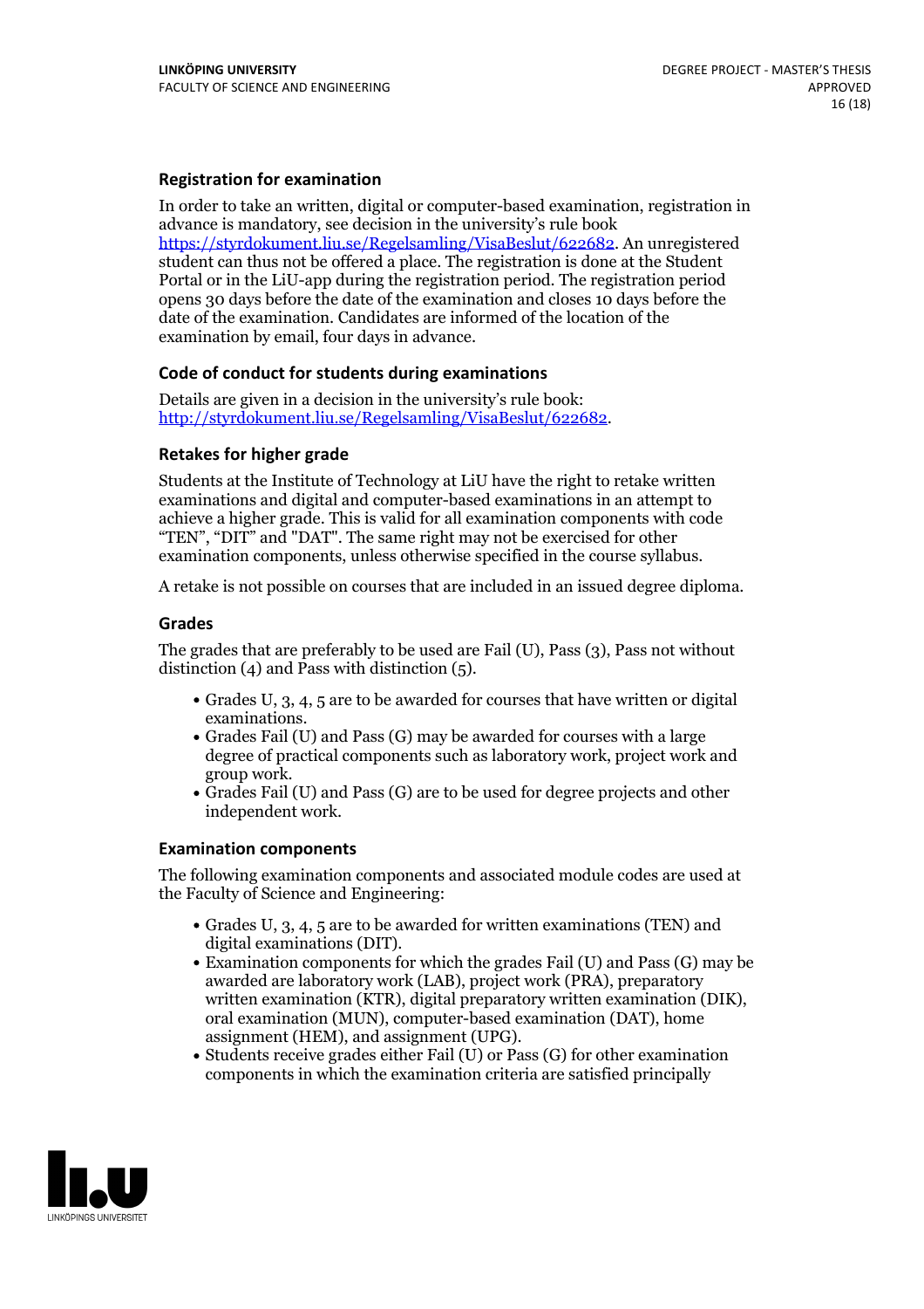### Registration for examination

In order to take an written, digital or computer-based examination, registration in advance is mandatory, see decision in the university's rule book https://styrdokument.liu.se/Regelsamling/VisaBeslut/622682. An unregistered student can thus not be offered a place. The registration is done at the Student Portal or in the LiU-app during the registration period. The registration period opens 30 days before the date of the examination and closes 10 days before the date of the examination. Candidates are informed of the location of the examination by email, four days in advance.

### Code of conduct for students during examinations

Details are given in a decision in the university's rule book: http://styrdokument.liu.se/Regelsamling/VisaBeslut/622682.

### Retakes for higher grade

Students at the Institute of Technology at LiU have the right to retake written examinations and digital and computer-based examinations in an attempt to achieve a higher grade. This is valid for all examination components with code "TEN", "DIT" and "DAT". The same right may not be exercised for other examination components, unless otherwise specified in the course syllabus.

A retake is not possible on courses that are included in an issued degree diploma.

### Grades

The grades that are preferably to be used are Fail (U), Pass (3), Pass not without distinction (4) and Pass with distinction (5).

- Grades U, 3, 4, 5 are to be awarded for courses that have written or digital examinations.
- Grades Fail (U) and Pass (G) may be awarded for courses with a large degree of practical components such as laboratory work, project work and group work.
- Grades Fail (U) and Pass (G) are to be used for degree projects and other independent work.

### Examination components

The following examination components and associated module codes are used at the Faculty of Science and Engineering:

- Grades U, 3, 4, 5 are to be awarded for written examinations (TEN) and digital examinations (DIT).
- Examination components for which the grades Fail (U) and Pass (G) may be awarded are laboratory work (LAB), project work (PRA), preparatory written examination (KTR), digital preparatory written examination (DIK), oral examination (MUN), computer-based examination (DAT), home assignment (HEM), and assignment (UPG).
- Students receive grades either Fail (U) or Pass (G) for other examination components in which the examination criteria are satisfied principally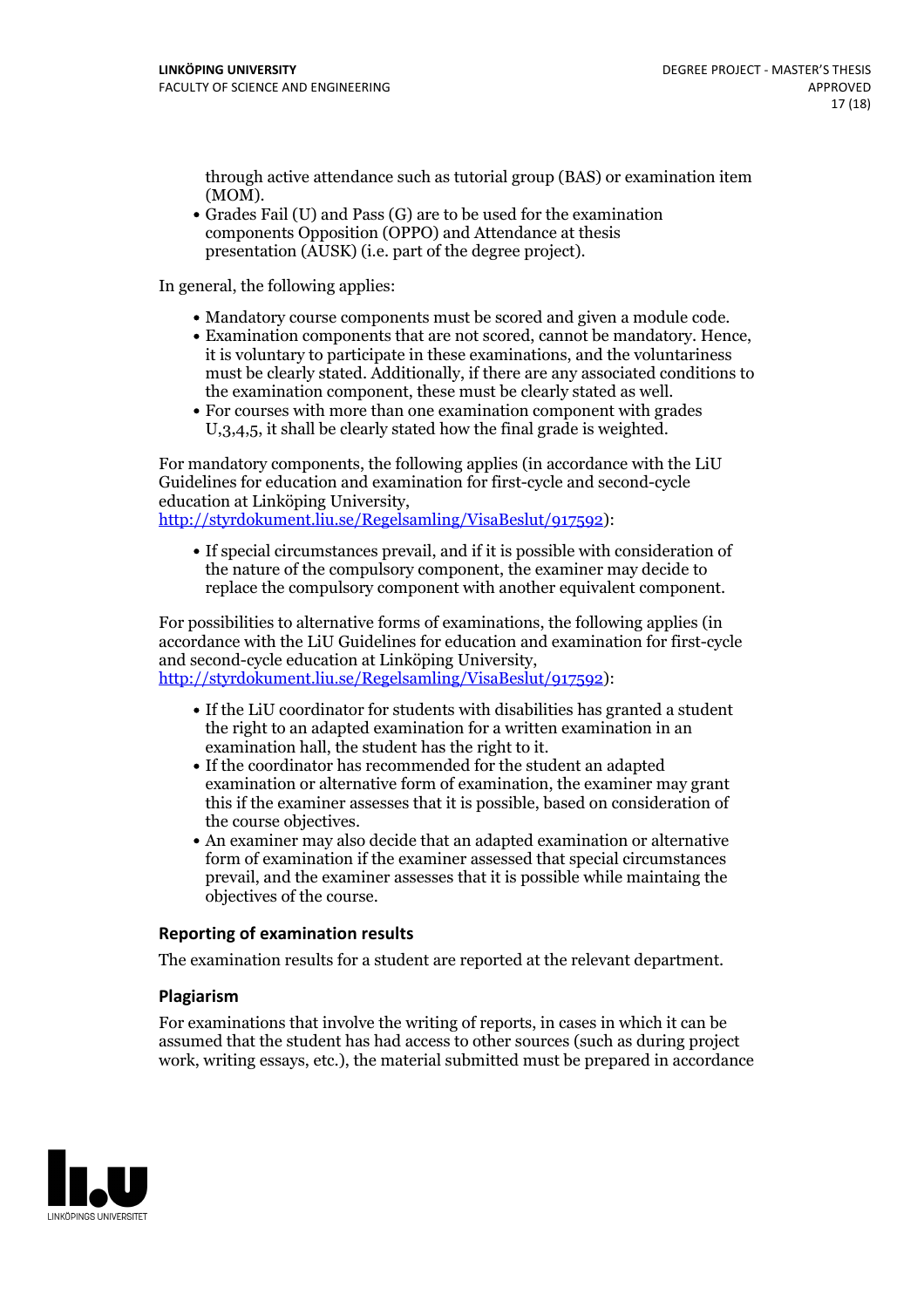through active attendance such as tutorial group (BAS) or examination item (MOM).
- Grades Fail (U) and Pass (G) are to be used for the examination components Opposition (OPPO) and Attendance at thesis presentation (AUSK) (i.e. part of the degree project).

In general, the following applies:

- Mandatory course components must be scored and given a module code.
- Examination components that are not scored, cannot be mandatory. Hence, it is voluntary to participate in these examinations, and the voluntariness must be clearly stated. Additionally, if there are any associated conditions to the examination component, these must be clearly stated as well.
- For courses with more than one examination component with grades U,3,4,5, it shall be clearly stated how the final grade is weighted.

For mandatory components, the following applies (in accordance with the LiU Guidelines for education and examination for first-cycle and second-cycle education at Linköping University, http://styrdokument.liu.se/Regelsamling/VisaBeslut/917592):

- If special circumstances prevail, and if it is possible with consideration of the nature of the compulsory component, the examiner may decide to replace the compulsory component with another equivalent component.

For possibilities to alternative forms of examinations, the following applies (in accordance with the LiU Guidelines for education and examination for first-cycle and second-cycle education at Linköping University, http://styrdokument.liu.se/Regelsamling/VisaBeslut/917592):

- If the LiU coordinator for students with disabilities has granted a student the right to an adapted examination for a written examination in an examination hall, the student has the right to it.
- If the coordinator has recommended for the student an adapted examination or alternative form of examination, the examiner may grant this if the examiner assesses that it is possible, based on consideration of the course objectives.
- An examiner may also decide that an adapted examination or alternative form of examination if the examiner assessed that special circumstances prevail, and the examiner assesses that it is possible while maintaing the objectives of the course.

## Reporting of examination results

The examination results for a student are reported at the relevant department.

## Plagiarism

For examinations that involve the writing of reports, in cases in which it can be assumed that the student has had access to other sources (such as during project work, writing essays, etc.), the material submitted must be prepared in accordance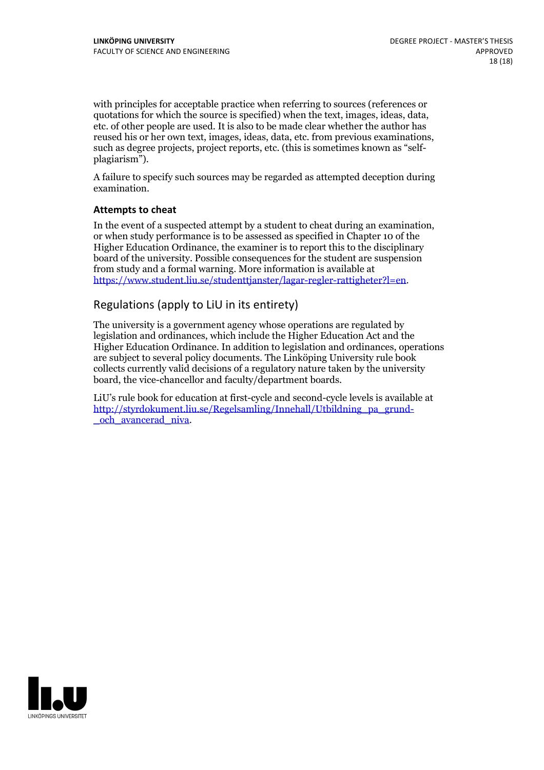with principles for acceptable practice when referring to sources (references or quotations for which the source is specified) when the text, images, ideas, data, etc. of other people are used. It is also to be made clear whether the author has reused his or her own text, images, ideas, data, etc. from previous examinations, such as degree projects, project reports, etc. (this is sometimes known as "self-plagiarism").

A failure to specify such sources may be regarded as attempted deception during examination.

### Attempts to cheat

In the event of a suspected attempt by a student to cheat during an examination, or when study performance is to be assessed as specified in Chapter 10 of the Higher Education Ordinance, the examiner is to report this to the disciplinary board of the university. Possible consequences for the student are suspension from study and a formal warning. More information is available at https://www.student.liu.se/studenttjanster/lagar-regler-rattigheter?l=en.

## Regulations (apply to LiU in its entirety)

The university is a government agency whose operations are regulated by legislation and ordinances, which include the Higher Education Act and the Higher Education Ordinance. In addition to legislation and ordinances, operations are subject to several policy documents. The Linköping University rule book collects currently valid decisions of a regulatory nature taken by the university board, the vice-chancellor and faculty/department boards.

LiU's rule book for education at first-cycle and second-cycle levels is available at http://styrdokument.liu.se/Regelsamling/Innehall/Utbildning_pa_grund-_och_avancerad_niva.